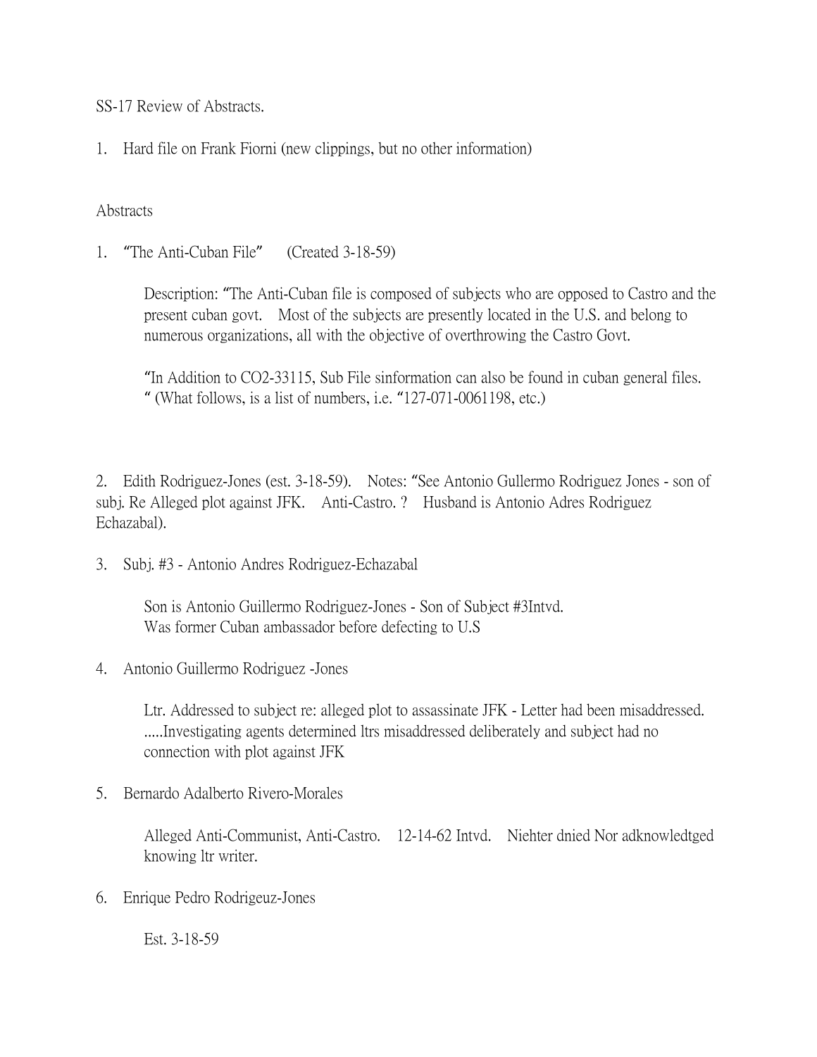SS-17 Review of Abstracts.

1. Hard file on Frank Fiorni (new clippings, but no other information)

Abstracts

1. "The Anti-Cuban File" (Created 3-18-59)

   Description: "The Anti-Cuban file is composed of subjects who are opposed to Castro and the present cuban govt. Most of the subjects are presently located in the U.S. and belong to numerous organizations, all with the objective of overthrowing the Castro Govt.

   "In Addition to CO2-33115, Sub File sinformation can also be found in cuban general files. " (What follows, is a list of numbers, i.e. "127-071-0061198, etc.)

2. Edith Rodriguez-Jones (est. 3-18-59). Notes: "See Antonio Gullermo Rodriguez Jones - son of subj. Re Alleged plot against JFK. Anti-Castro. ? Husband is Antonio Adres Rodriguez Echazabal).

3. Subj. #3 - Antonio Andres Rodriguez-Echazabal

   Son is Antonio Guillermo Rodriguez-Jones - Son of Subject #3Intvd.
   Was former Cuban ambassador before defecting to U.S

4. Antonio Guillermo Rodriguez -Jones

   Ltr. Addressed to subject re: alleged plot to assassinate JFK - Letter had been misaddressed. .....Investigating agents determined ltrs misaddressed deliberately and subject had no connection with plot against JFK

5. Bernardo Adalberto Rivero-Morales

   Alleged Anti-Communist, Anti-Castro. 12-14-62 Intvd. Niehter dnied Nor adknowledtged knowing ltr writer.

6. Enrique Pedro Rodrigeuz-Jones

   Est. 3-18-59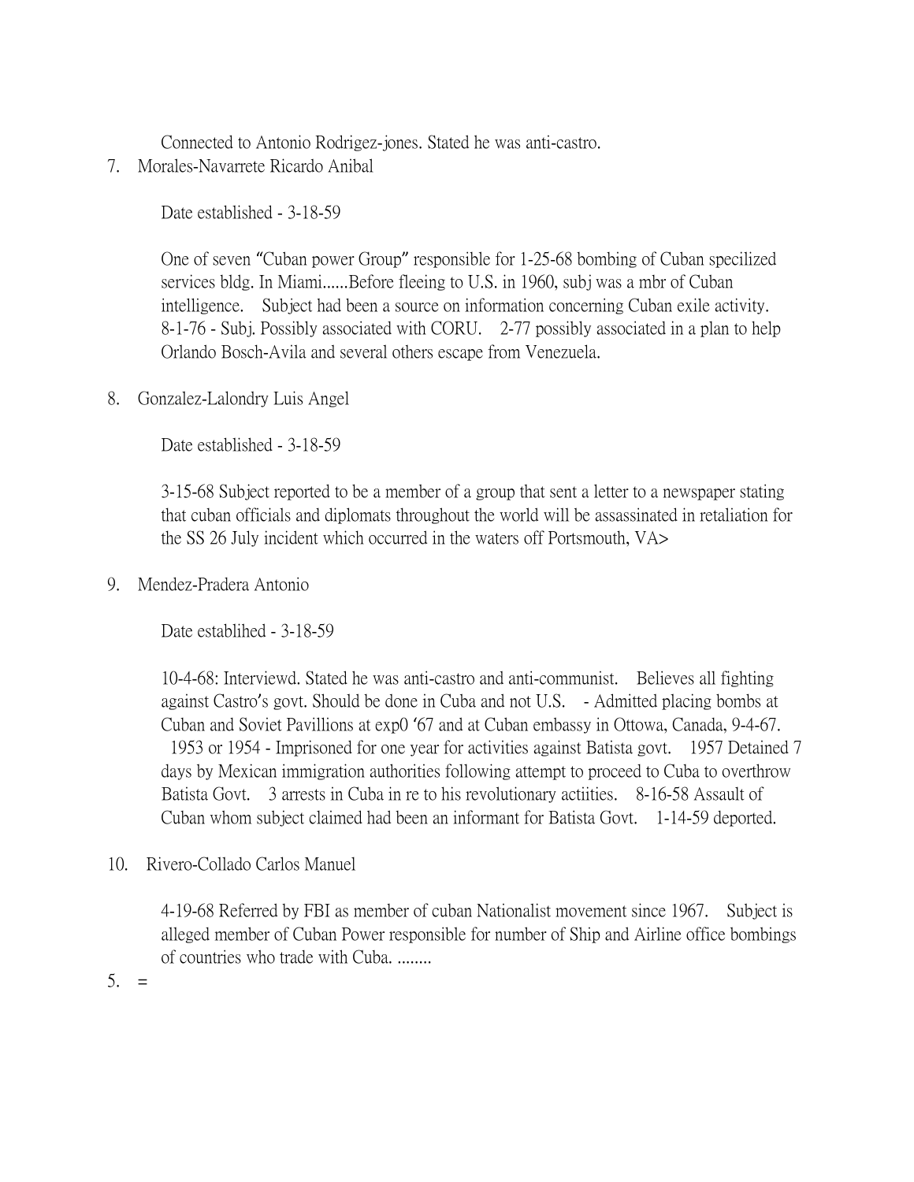Connected to Antonio Rodrigez-jones. Stated he was anti-castro.

7. Morales-Navarrete Ricardo Anibal

   Date established - 3-18-59

   One of seven "Cuban power Group" responsible for 1-25-68 bombing of Cuban specilized services bldg. In Miami......Before fleeing to U.S. in 1960, subj was a mbr of Cuban intelligence. Subject had been a source on information concerning Cuban exile activity. 8-1-76 - Subj. Possibly associated with CORU. 2-77 possibly associated in a plan to help Orlando Bosch-Avila and several others escape from Venezuela.

8. Gonzalez-Lalondry Luis Angel

   Date established - 3-18-59

   3-15-68 Subject reported to be a member of a group that sent a letter to a newspaper stating that cuban officials and diplomats throughout the world will be assassinated in retaliation for the SS 26 July incident which occurred in the waters off Portsmouth, VA>

9. Mendez-Pradera Antonio

   Date establihed - 3-18-59

   10-4-68: Interviewd. Stated he was anti-castro and anti-communist. Believes all fighting against Castro's govt. Should be done in Cuba and not U.S. - Admitted placing bombs at Cuban and Soviet Pavillions at exp0 '67 and at Cuban embassy in Ottowa, Canada, 9-4-67. 1953 or 1954 - Imprisoned for one year for activities against Batista govt. 1957 Detained 7 days by Mexican immigration authorities following attempt to proceed to Cuba to overthrow Batista Govt. 3 arrests in Cuba in re to his revolutionary actiities. 8-16-58 Assault of Cuban whom subject claimed had been an informant for Batista Govt. 1-14-59 deported.

10. Rivero-Collado Carlos Manuel

   4-19-68 Referred by FBI as member of cuban Nationalist movement since 1967. Subject is alleged member of Cuban Power responsible for number of Ship and Airline office bombings of countries who trade with Cuba. ........

5. =